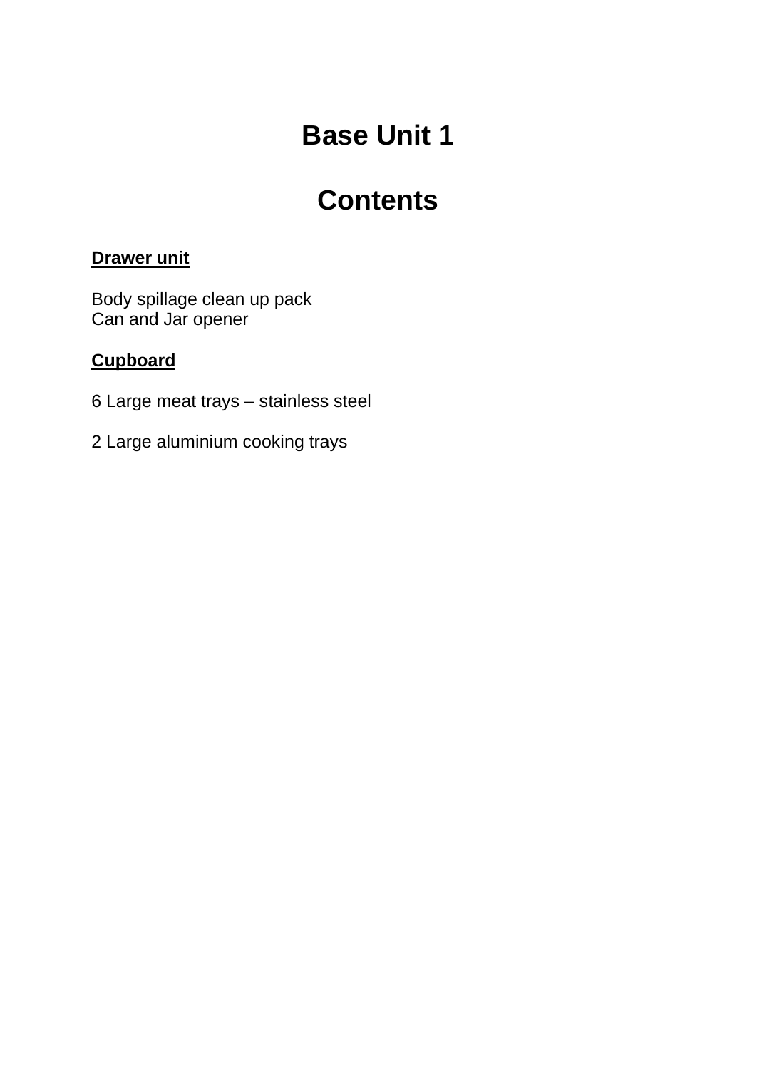# Base Unit 1

# Contents

**<u>Drawer unit</u>**

Body spillage clean up pack
Can and Jar opener

**<u>Cupboard</u>**

6 Large meat trays – stainless steel

2 Large aluminium cooking trays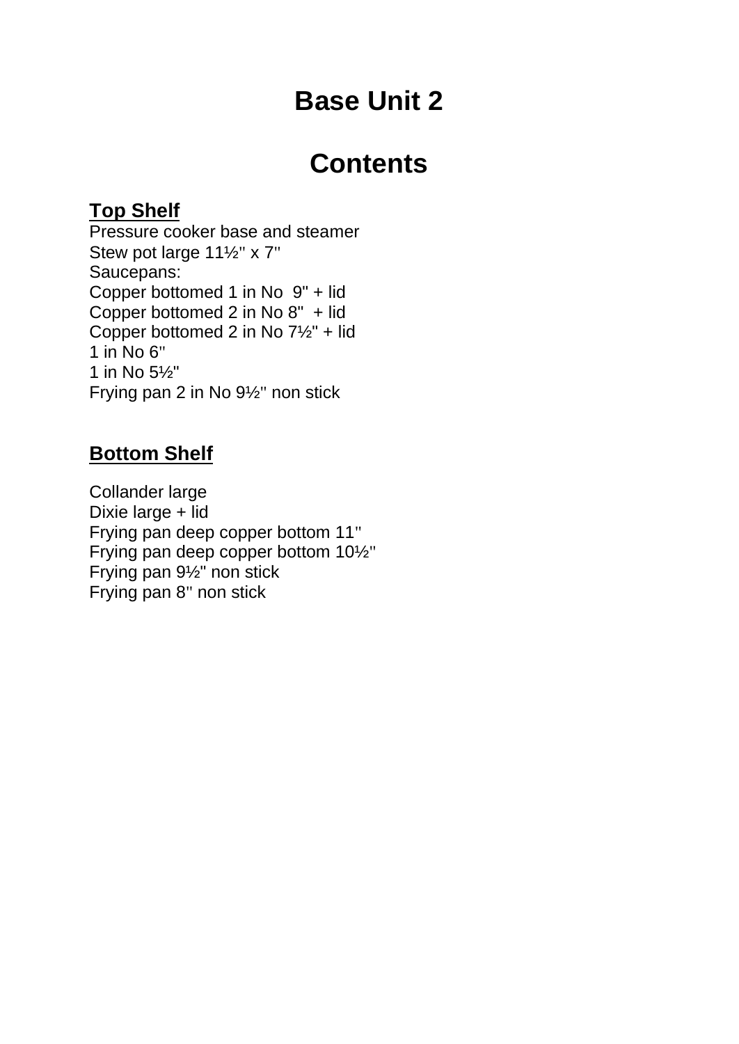# Base Unit 2

# Contents

**Top Shelf**

Pressure cooker base and steamer
Stew pot large 11½" x 7"
Saucepans:
Copper bottomed 1 in No 9" + lid
Copper bottomed 2 in No 8" + lid
Copper bottomed 2 in No 7½" + lid
1 in No 6"
1 in No 5½"
Frying pan 2 in No 9½" non stick

**Bottom Shelf**

Collander large
Dixie large + lid
Frying pan deep copper bottom 11"
Frying pan deep copper bottom 10½"
Frying pan 9½" non stick
Frying pan 8" non stick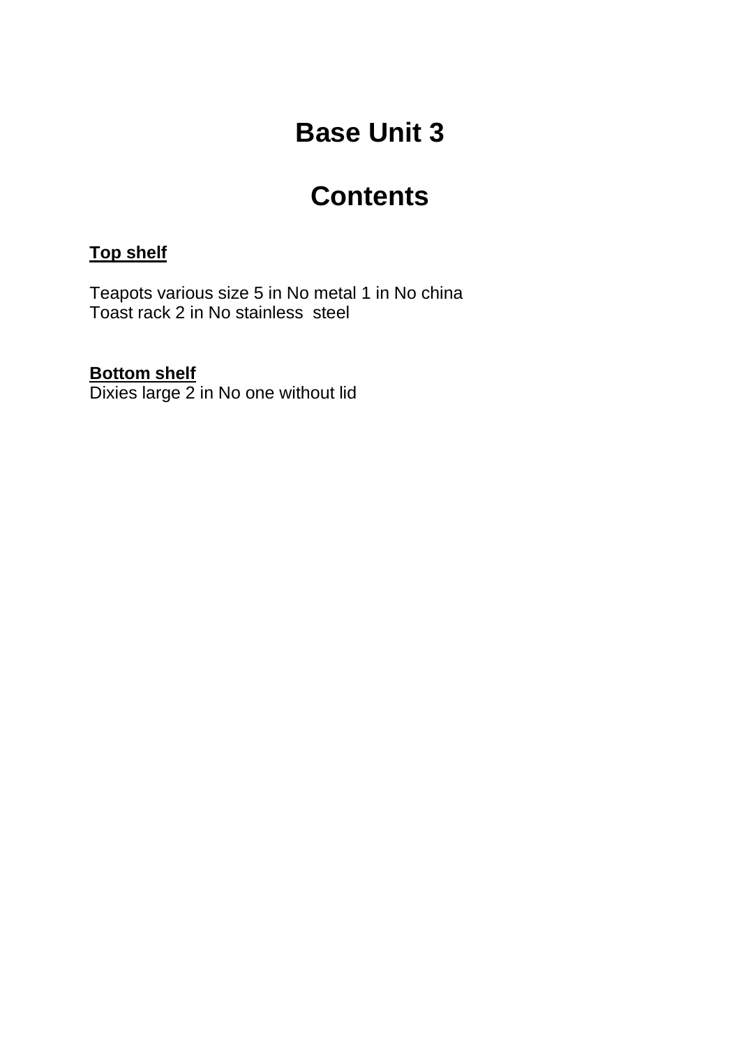# Base Unit 3

# Contents

**Top shelf**

Teapots various size 5 in No metal 1 in No china
Toast rack 2 in No stainless steel

**Bottom shelf**
Dixies large 2 in No one without lid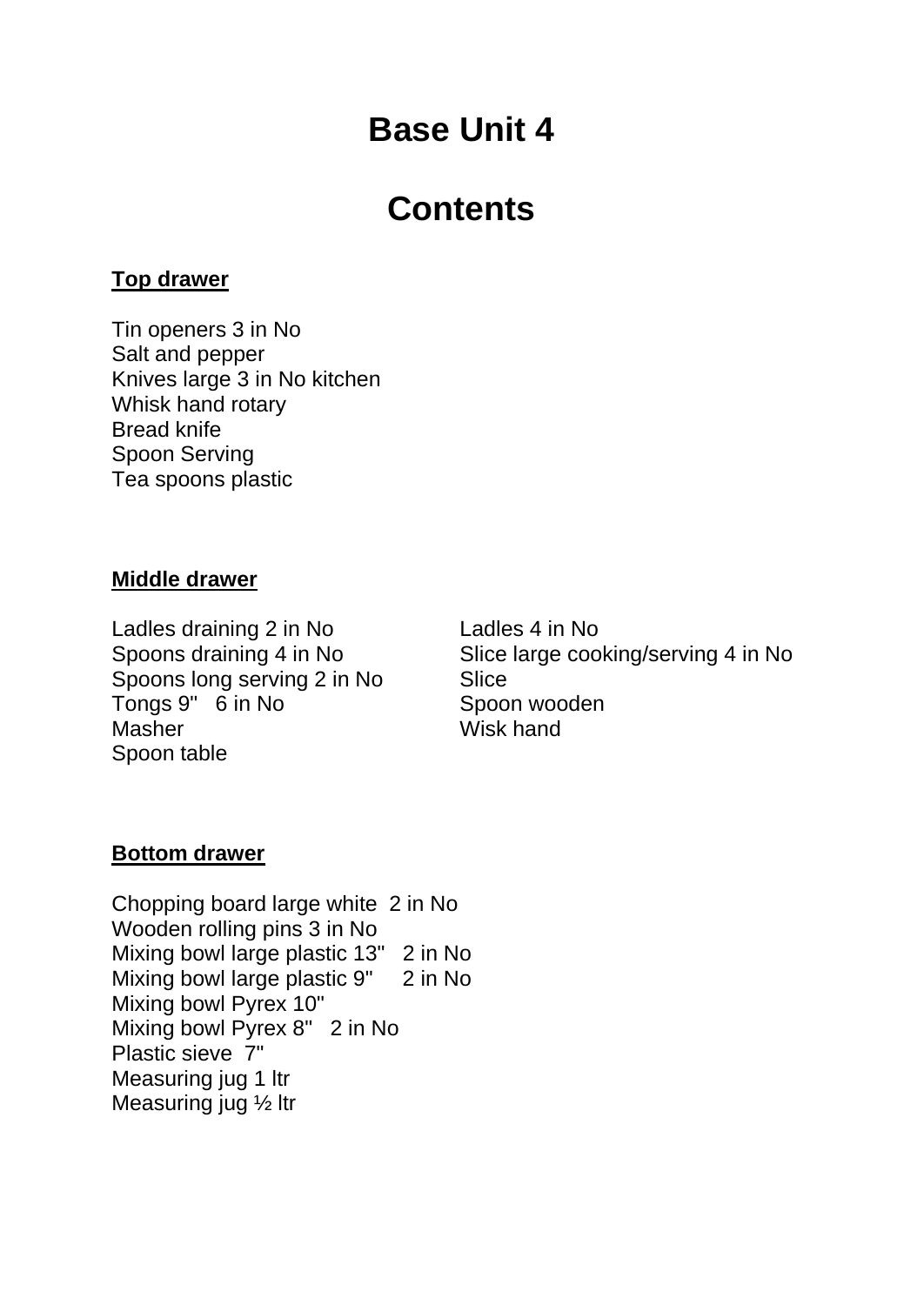# Base Unit 4

# Contents

**Top drawer**

Tin openers 3 in No
Salt and pepper
Knives large 3 in No kitchen
Whisk hand rotary
Bread knife
Spoon Serving
Tea spoons plastic

**Middle drawer**

Ladles draining 2 in No
Spoons draining 4 in No
Spoons long serving 2 in No
Tongs 9" 6 in No
Masher
Spoon table

Ladles 4 in No
Slice large cooking/serving 4 in No
Slice
Spoon wooden
Wisk hand

**Bottom drawer**

Chopping board large white 2 in No
Wooden rolling pins 3 in No
Mixing bowl large plastic 13" 2 in No
Mixing bowl large plastic 9" 2 in No
Mixing bowl Pyrex 10"
Mixing bowl Pyrex 8" 2 in No
Plastic sieve 7"
Measuring jug 1 ltr
Measuring jug ½ ltr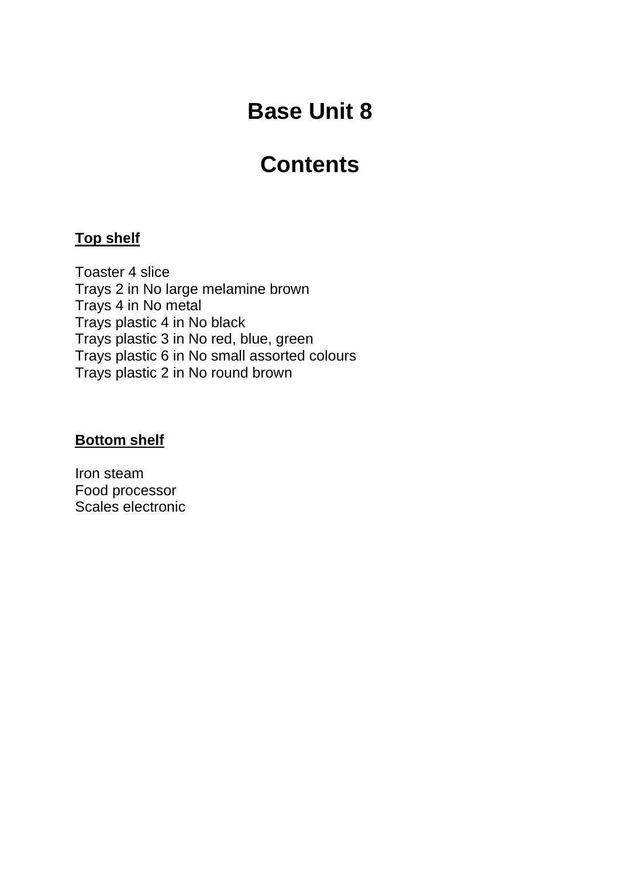# Base Unit 8

# Contents

**<u>Top shelf</u>**

Toaster 4 slice
Trays 2 in No large melamine brown
Trays 4 in No metal
Trays plastic 4 in No black
Trays plastic 3 in No red, blue, green
Trays plastic 6 in No small assorted colours
Trays plastic 2 in No round brown

**<u>Bottom shelf</u>**

Iron steam
Food processor
Scales electronic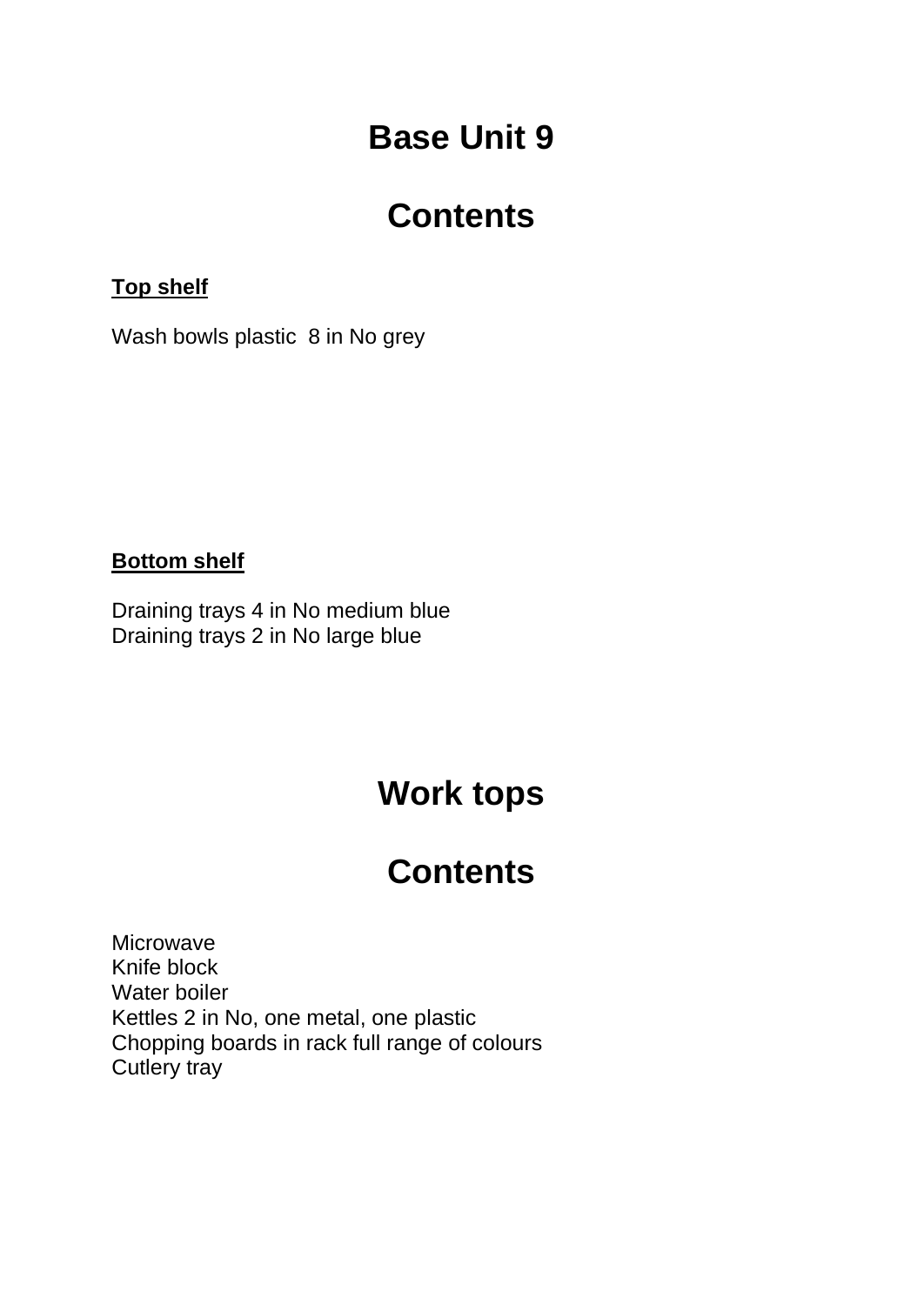# Base Unit 9

# Contents

**Top shelf**

Wash bowls plastic  8 in No grey

**Bottom shelf**

Draining trays 4 in No medium blue
Draining trays 2 in No large blue

# Work tops

# Contents

Microwave
Knife block
Water boiler
Kettles 2 in No, one metal, one plastic
Chopping boards in rack full range of colours
Cutlery tray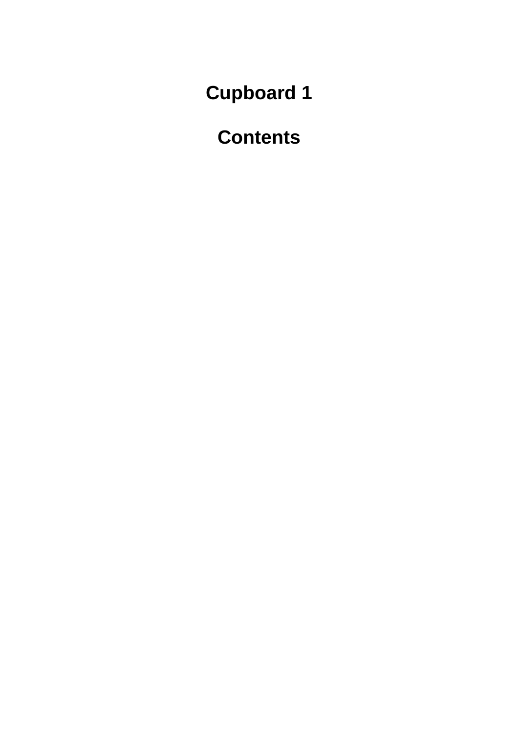# Cupboard 1

## Contents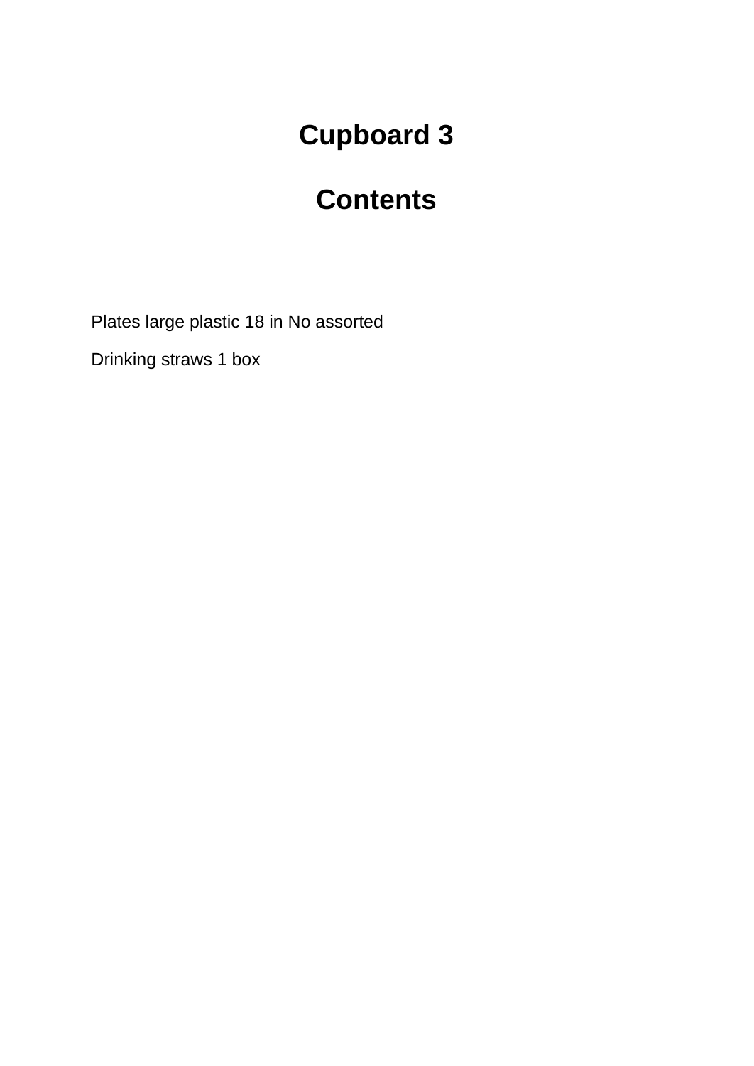# Cupboard 3

# Contents

Plates large plastic 18 in No assorted

Drinking straws 1 box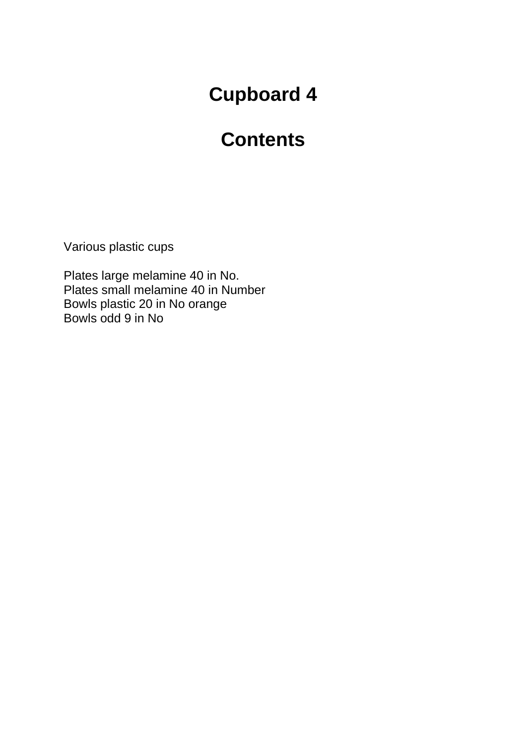# Cupboard 4

# Contents

Various plastic cups

Plates large melamine 40 in No.
Plates small melamine 40 in Number
Bowls plastic 20 in No orange
Bowls odd 9 in No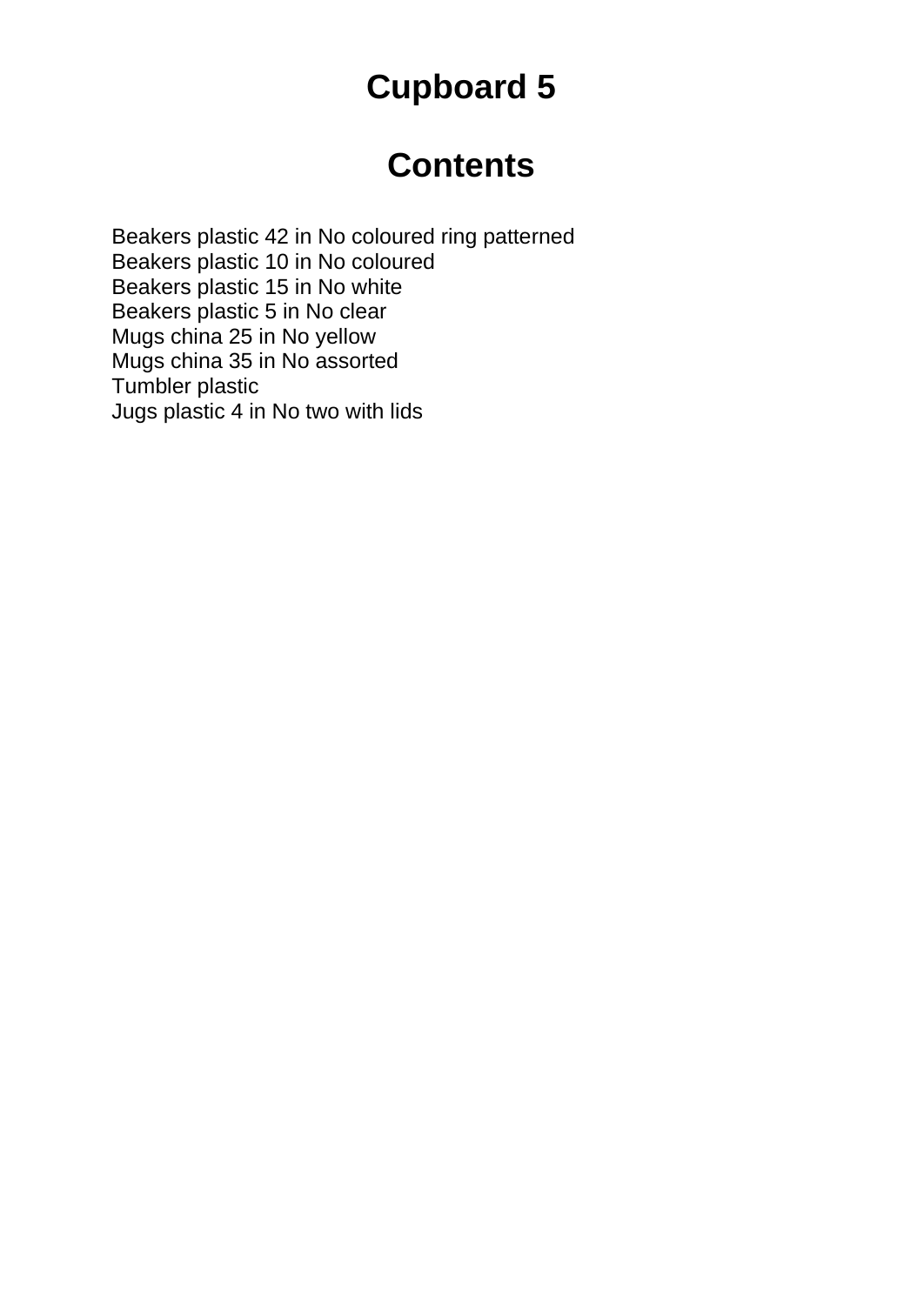# Cupboard 5

# Contents

Beakers plastic 42 in No coloured ring patterned
Beakers plastic 10 in No coloured
Beakers plastic 15 in No white
Beakers plastic 5 in No clear
Mugs china 25 in No yellow
Mugs china 35 in No assorted
Tumbler plastic
Jugs plastic 4 in No two with lids